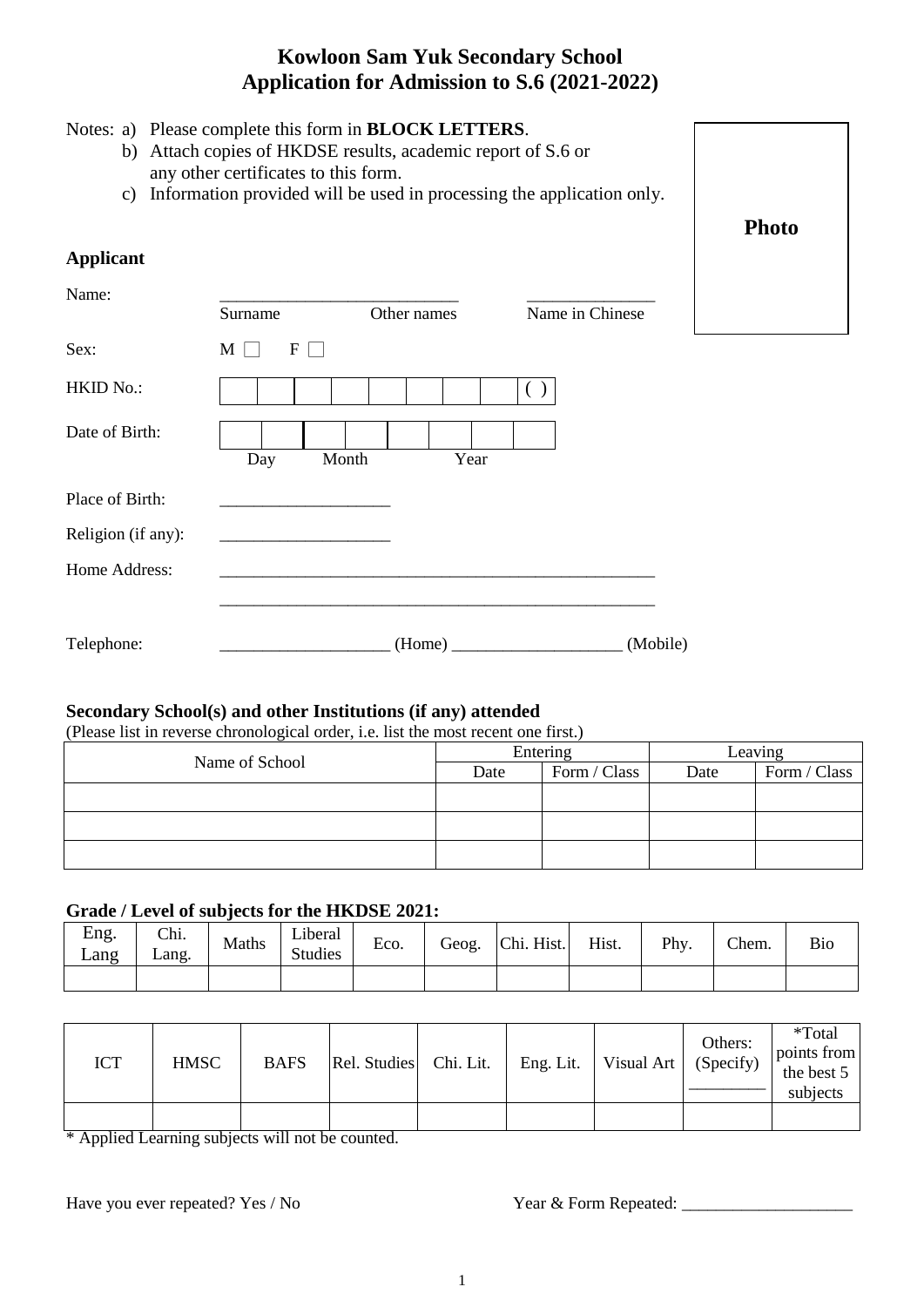# Kowloon Sam Yuk Secondary School
## Application for Admission to S.6 (2021-2022)

Notes:
a) Please complete this form in **BLOCK LETTERS**.
b) Attach copies of HKDSE results, academic report of S.6 or any other certificates to this form.
c) Information provided will be used in processing the application only.

**Photo**

### Applicant

Name: ____________________________ _______________
Surname Other names Name in Chinese

Sex: M ☐ F ☐

HKID No.: | | | | | | | | | ( ) |

Date of Birth: | | | | | | | | |
Day Month Year

Place of Birth: ____________________

Religion (if any): ____________________

Home Address: _____________________________________________________
_____________________________________________________

Telephone: ____________________ (Home) ____________________ (Mobile)

### Secondary School(s) and other Institutions (if any) attended

(Please list in reverse chronological order, i.e. list the most recent one first.)

| Name of School | Entering | | Leaving | |
|---|---|---|---|---|
| | Date | Form / Class | Date | Form / Class |
| | | | | |
| | | | | |
| | | | | |

### Grade / Level of subjects for the HKDSE 2021:

| Eng. Lang | Chi. Lang. | Maths | Liberal Studies | Eco. | Geog. | Chi. Hist. | Hist. | Phy. | Chem. | Bio |
|---|---|---|---|---|---|---|---|---|---|---|
| | | | | | | | | | | |

| ICT | HMSC | BAFS | Rel. Studies | Chi. Lit. | Eng. Lit. | Visual Art | Others: (Specify) _________ | *Total points from the best 5 subjects |
|---|---|---|---|---|---|---|---|---|
| | | | | | | | | |

* Applied Learning subjects will not be counted.

Have you ever repeated? Yes / No

Year & Form Repeated: ____________________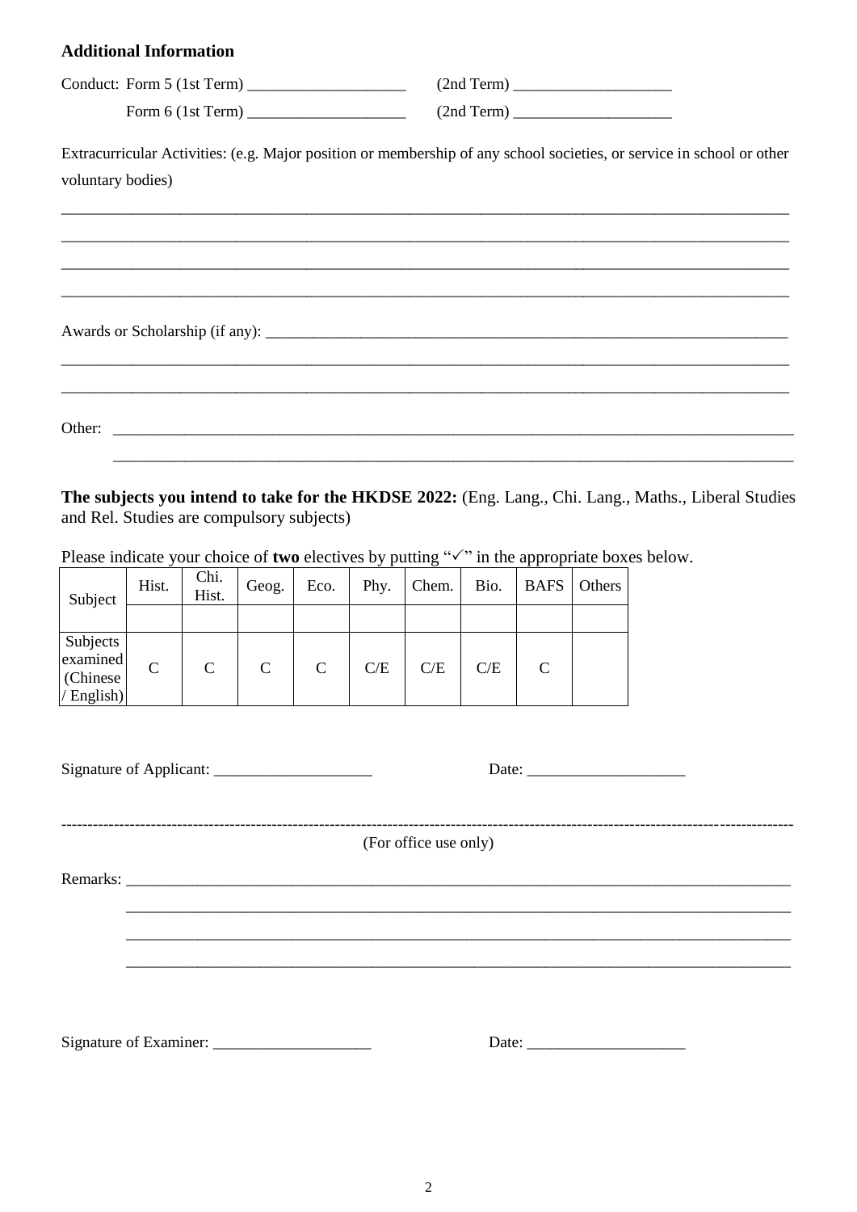**Additional Information**

Conduct: Form 5 (1st Term) ____________________ (2nd Term) ____________________

Form 6 (1st Term) ____________________ (2nd Term) ____________________

Extracurricular Activities: (e.g. Major position or membership of any school societies, or service in school or other voluntary bodies)

_____________________________________________________________________________________________

_____________________________________________________________________________________________

_____________________________________________________________________________________________

_____________________________________________________________________________________________

Awards or Scholarship (if any): ______________________________________________________________________

_____________________________________________________________________________________________

_____________________________________________________________________________________________

Other: _______________________________________________________________________________________

_______________________________________________________________________________________

**The subjects you intend to take for the HKDSE 2022:** (Eng. Lang., Chi. Lang., Maths., Liberal Studies and Rel. Studies are compulsory subjects)

Please indicate your choice of **two** electives by putting "✓" in the appropriate boxes below.

| Subject | Hist. | Chi. Hist. | Geog. | Eco. | Phy. | Chem. | Bio. | BAFS | Others |
|---|---|---|---|---|---|---|---|---|---|
| | | | | | | | | | |
| Subjects examined (Chinese / English) | C | C | C | C | C/E | C/E | C/E | C | |

Signature of Applicant: ____________________ Date: ____________________

(For office use only)

Remarks: _____________________________________________________________________________________

_____________________________________________________________________________________

_____________________________________________________________________________________

_____________________________________________________________________________________

Signature of Examiner: ____________________ Date: ____________________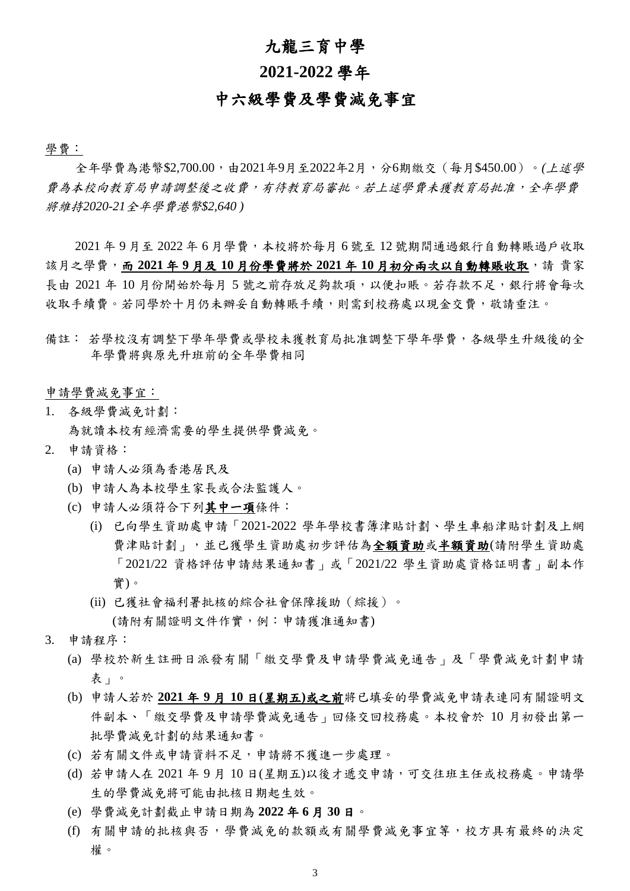# 九龍三育中學

# 2021-2022 學年

# 中六級學費及學費減免事宜

<u>學費：</u>

全年學費為港幣$2,700.00，由2021年9月至2022年2月，分6期繳交（每月$450.00）。*(上述學費為本校向教育局申請調整後之收費，有待教育局審批。若上述學費未獲教育局批准，全年學費將維持2020-21全年學費港幣$2,640 )*

2021 年 9 月至 2022 年 6 月學費，本校將於每月 6 號至 12 號期間通過銀行自動轉賬過戶收取該月之學費，**<u>而 2021 年 9 月及 10 月份學費將於 2021 年 10 月初分兩次以自動轉賬收取</u>**，請 貴家長由 2021 年 10 月份開始於每月 5 號之前存放足夠款項，以便扣賬。若存款不足，銀行將會每次收取手續費。若同學於十月仍未辦妥自動轉賬手續，則需到校務處以現金交費，敬請垂注。

備註： 若學校沒有調整下學年學費或學校未獲教育局批准調整下學年學費，各級學生升級後的全年學費將與原先升班前的全年學費相同

<u>申請學費減免事宜：</u>

1. 各級學費減免計劃：
   為就讀本校有經濟需要的學生提供學費減免。
2. 申請資格：
   (a) 申請人必須為香港居民及
   (b) 申請人為本校學生家長或合法監護人。
   (c) 申請人必須符合下列**<u>其中一項</u>**條件：
      (i) 已向學生資助處申請「2021-2022 學年學校書簿津貼計劃、學生車船津貼計劃及上網費津貼計劃」，並已獲學生資助處初步評估為**<u>全額資助</u>**或**<u>半額資助</u>**(請附學生資助處「2021/22 資格評估申請結果通知書」或「2021/22 學生資助處資格証明書」副本作實)。
      (ii) 已獲社會福利署批核的綜合社會保障援助（綜援）。
      (請附有關證明文件作實，例：申請獲准通知書)
3. 申請程序：
   (a) 學校於新生註冊日派發有關「繳交學費及申請學費減免通告」及「學費減免計劃申請表」。
   (b) 申請人若於 **<u>2021 年 9 月 10 日(星期五)或之前</u>**將已填妥的學費減免申請表連同有關證明文件副本、「繳交學費及申請學費減免通告」回條交回校務處。本校會於 10 月初發出第一批學費減免計劃的結果通知書。
   (c) 若有關文件或申請資料不足，申請將不獲進一步處理。
   (d) 若申請人在 2021 年 9 月 10 日(星期五)以後才遞交申請，可交往班主任或校務處。申請學生的學費減免將可能由批核日期起生效。
   (e) 學費減免計劃截止申請日期為 **2022 年 6 月 30 日**。
   (f) 有關申請的批核與否，學費減免的款額或有關學費減免事宜等，校方具有最終的決定權。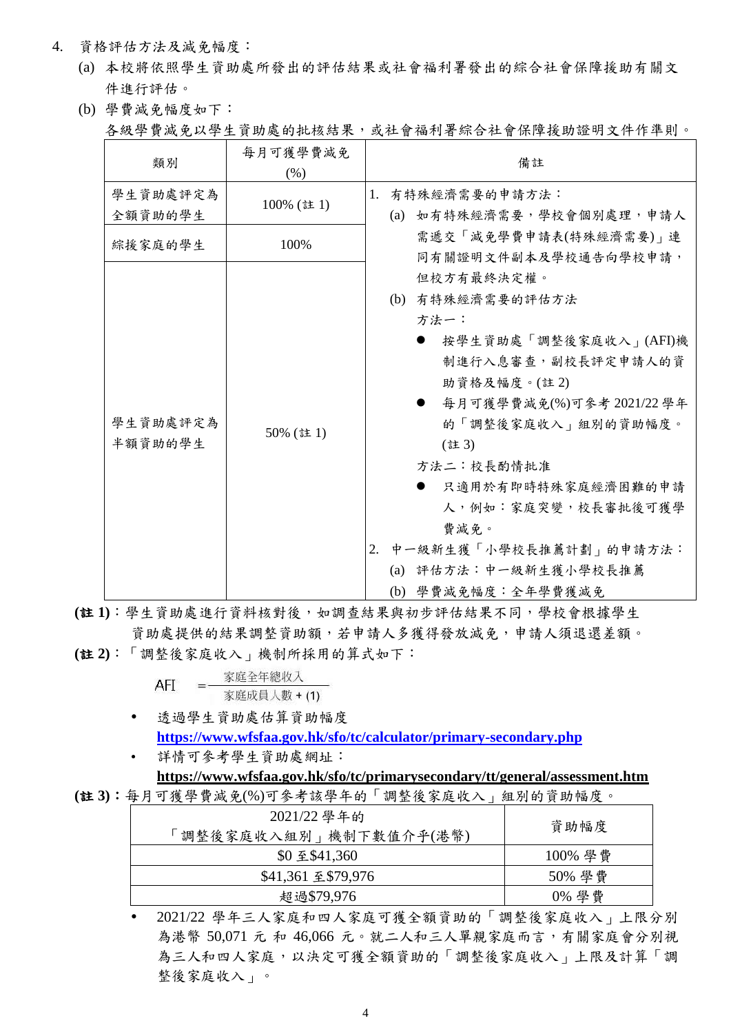4. 資格評估方法及減免幅度：
   - (a) 本校將依照學生資助處所發出的評估結果或社會福利署發出的綜合社會保障援助有關文件進行評估。
   - (b) 學費減免幅度如下：

各級學費減免以學生資助處的批核結果，或社會福利署綜合社會保障援助證明文件作準則。

| 類別 | 每月可獲學費減免 (%) | 備註 |
|---|---|---|
| 學生資助處評定為全額資助的學生 | 100% (註 1) | 1. 有特殊經濟需要的申請方法：<br>(a) 如有特殊經濟需要，學校會個別處理，申請人需遞交「減免學費申請表(特殊經濟需要)」連同有關證明文件副本及學校通告向學校申請，但校方有最終決定權。<br>(b) 有特殊經濟需要的評估方法<br>方法一：<br>● 按學生資助處「調整後家庭收入」(AFI)機制進行入息審查，副校長評定申請人的資助資格及幅度。(註 2)<br>● 每月可獲學費減免(%)可參考 2021/22 學年的「調整後家庭收入」組別的資助幅度。(註 3)<br>方法二：校長酌情批准<br>● 只適用於有即時特殊家庭經濟困難的申請人，例如：家庭突變，校長審批後可獲學費減免。<br>2. 中一級新生獲「小學校長推薦計劃」的申請方法：<br>(a) 評估方法：中一級新生獲小學校長推薦<br>(b) 學費減免幅度：全年學費獲減免 |
| 綜援家庭的學生 | 100% | |
| 學生資助處評定為半額資助的學生 | 50% (註 1) | |

**(註 1)**：學生資助處進行資料核對後，如調查結果與初步評估結果不同，學校會根據學生資助處提供的結果調整資助額，若申請人多獲得發放減免，申請人須退還差額。

**(註 2)**：「調整後家庭收入」機制所採用的算式如下：

$$\text{AFI} = \frac{\text{家庭全年總收入}}{\text{家庭成員人數} + (1)}$$

- 透過學生資助處估算資助幅度
  **https://www.wfsfaa.gov.hk/sfo/tc/calculator/primary-secondary.php**
- 詳情可參考學生資助處網址：
  **https://www.wfsfaa.gov.hk/sfo/tc/primarysecondary/tt/general/assessment.htm**

**(註 3)**：每月可獲學費減免(%)可參考該學年的「調整後家庭收入」組別的資助幅度。

| 2021/22 學年的「調整後家庭收入組別」機制下數值介乎(港幣) | 資助幅度 |
|---|---|
| $0 至$41,360 | 100% 學費 |
| $41,361 至$79,976 | 50% 學費 |
| 超過$79,976 | 0% 學費 |

- 2021/22 學年三人家庭和四人家庭可獲全額資助的「調整後家庭收入」上限分別為港幣 50,071 元 和 46,066 元。就二人和三人單親家庭而言，有關家庭會分別視為三人和四人家庭，以決定可獲全額資助的「調整後家庭收入」上限及計算「調整後家庭收入」。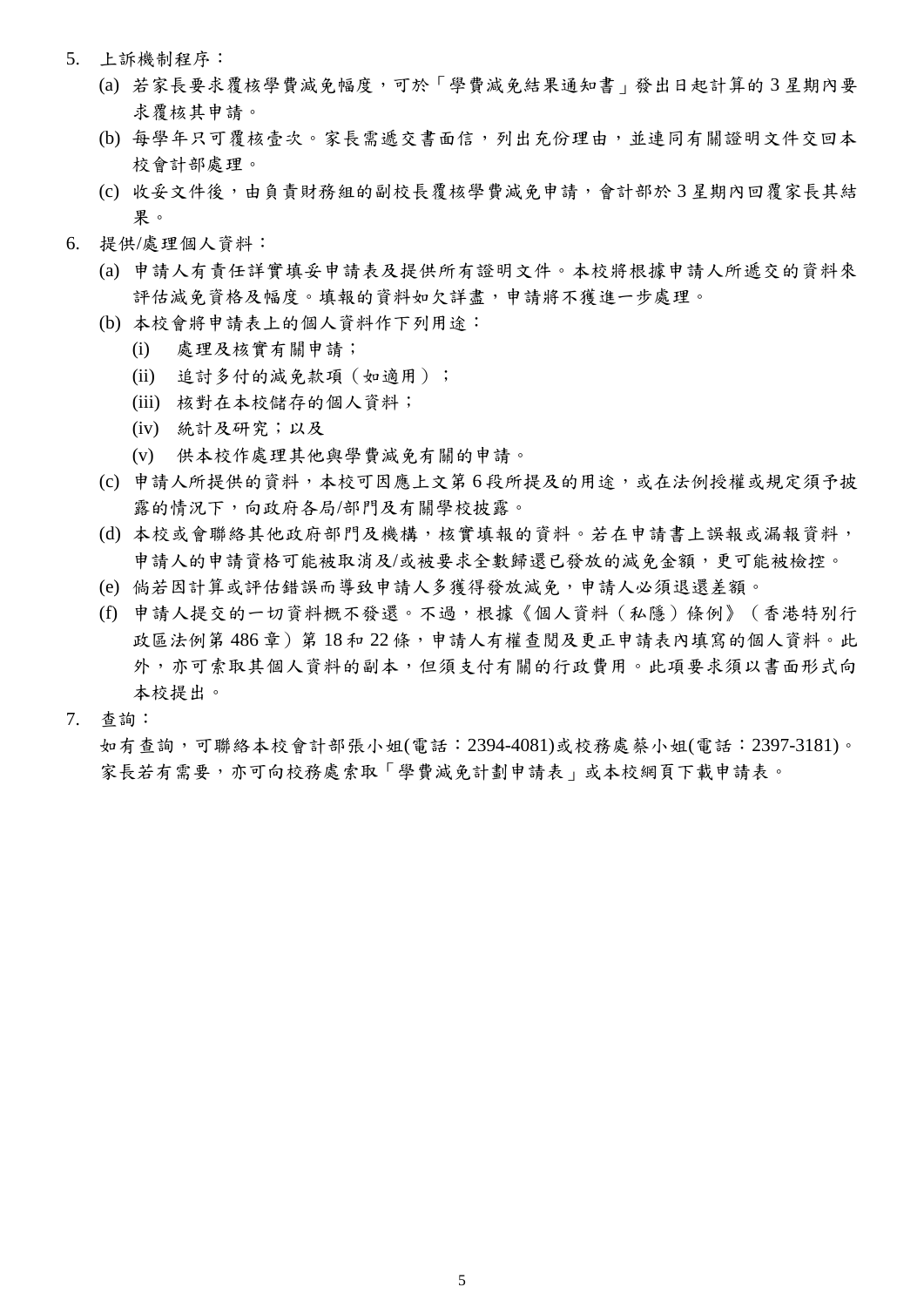5. 上訴機制程序：

   (a) 若家長要求覆核學費減免幅度，可於「學費減免結果通知書」發出日起計算的 3 星期內要求覆核其申請。

   (b) 每學年只可覆核壹次。家長需遞交書面信，列出充份理由，並連同有關證明文件交回本校會計部處理。

   (c) 收妥文件後，由負責財務組的副校長覆核學費減免申請，會計部於 3 星期內回覆家長其結果。

6. 提供/處理個人資料：

   (a) 申請人有責任詳實填妥申請表及提供所有證明文件。本校將根據申請人所遞交的資料來評估減免資格及幅度。填報的資料如欠詳盡，申請將不獲進一步處理。

   (b) 本校會將申請表上的個人資料作下列用途：

      (i) 處理及核實有關申請；

      (ii) 追討多付的減免款項（如適用）；

      (iii) 核對在本校儲存的個人資料；

      (iv) 統計及研究；以及

      (v) 供本校作處理其他與學費減免有關的申請。

   (c) 申請人所提供的資料，本校可因應上文第 6 段所提及的用途，或在法例授權或規定須予披露的情況下，向政府各局/部門及有關學校披露。

   (d) 本校或會聯絡其他政府部門及機構，核實填報的資料。若在申請書上誤報或漏報資料，申請人的申請資格可能被取消及/或被要求全數歸還已發放的減免金額，更可能被檢控。

   (e) 倘若因計算或評估錯誤而導致申請人多獲得發放減免，申請人必須退還差額。

   (f) 申請人提交的一切資料概不發還。不過，根據《個人資料（私隱）條例》（香港特別行政區法例第 486 章）第 18 和 22 條，申請人有權查閱及更正申請表內填寫的個人資料。此外，亦可索取其個人資料的副本，但須支付有關的行政費用。此項要求須以書面形式向本校提出。

7. 查詢：

   如有查詢，可聯絡本校會計部張小姐(電話：2394-4081)或校務處蔡小姐(電話：2397-3181)。家長若有需要，亦可向校務處索取「學費減免計劃申請表」或本校網頁下載申請表。